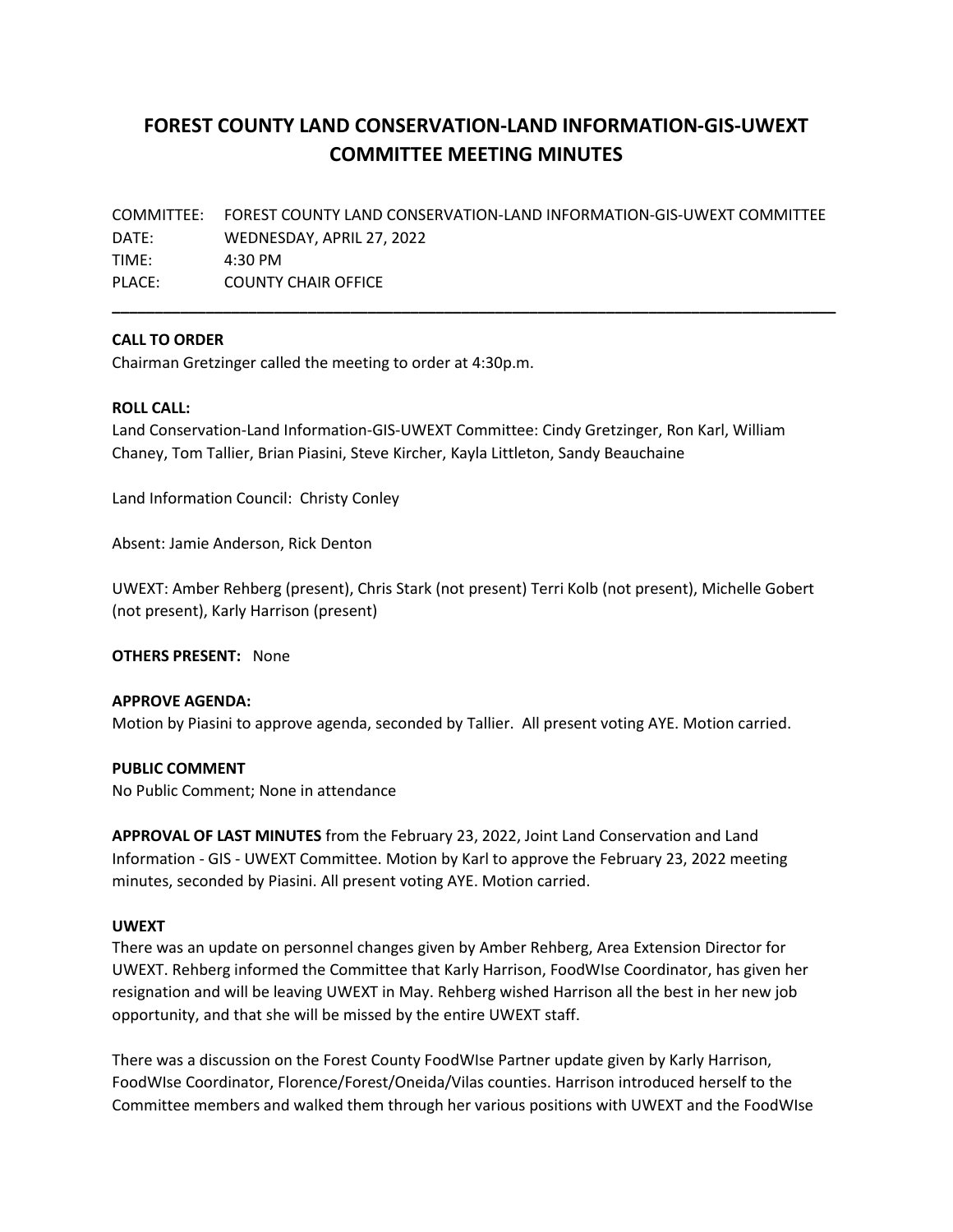# FOREST COUNTY LAND CONSERVATION-LAND INFORMATION-GIS-UWEXT COMMITTEE MEETING MINUTES

COMMITTEE: FOREST COUNTY LAND CONSERVATION-LAND INFORMATION-GIS-UWEXT COMMITTEE
DATE: WEDNESDAY, APRIL 27, 2022
TIME: 4:30 PM
PLACE: COUNTY CHAIR OFFICE

---

**CALL TO ORDER**
Chairman Gretzinger called the meeting to order at 4:30p.m.

**ROLL CALL:**
Land Conservation-Land Information-GIS-UWEXT Committee: Cindy Gretzinger, Ron Karl, William Chaney, Tom Tallier, Brian Piasini, Steve Kircher, Kayla Littleton, Sandy Beauchaine

Land Information Council: Christy Conley

Absent: Jamie Anderson, Rick Denton

UWEXT: Amber Rehberg (present), Chris Stark (not present) Terri Kolb (not present), Michelle Gobert (not present), Karly Harrison (present)

**OTHERS PRESENT:** None

**APPROVE AGENDA:**
Motion by Piasini to approve agenda, seconded by Tallier. All present voting AYE. Motion carried.

**PUBLIC COMMENT**
No Public Comment; None in attendance

**APPROVAL OF LAST MINUTES** from the February 23, 2022, Joint Land Conservation and Land Information - GIS - UWEXT Committee. Motion by Karl to approve the February 23, 2022 meeting minutes, seconded by Piasini. All present voting AYE. Motion carried.

**UWEXT**
There was an update on personnel changes given by Amber Rehberg, Area Extension Director for UWEXT. Rehberg informed the Committee that Karly Harrison, FoodWIse Coordinator, has given her resignation and will be leaving UWEXT in May. Rehberg wished Harrison all the best in her new job opportunity, and that she will be missed by the entire UWEXT staff.

There was a discussion on the Forest County FoodWIse Partner update given by Karly Harrison, FoodWIse Coordinator, Florence/Forest/Oneida/Vilas counties. Harrison introduced herself to the Committee members and walked them through her various positions with UWEXT and the FoodWIse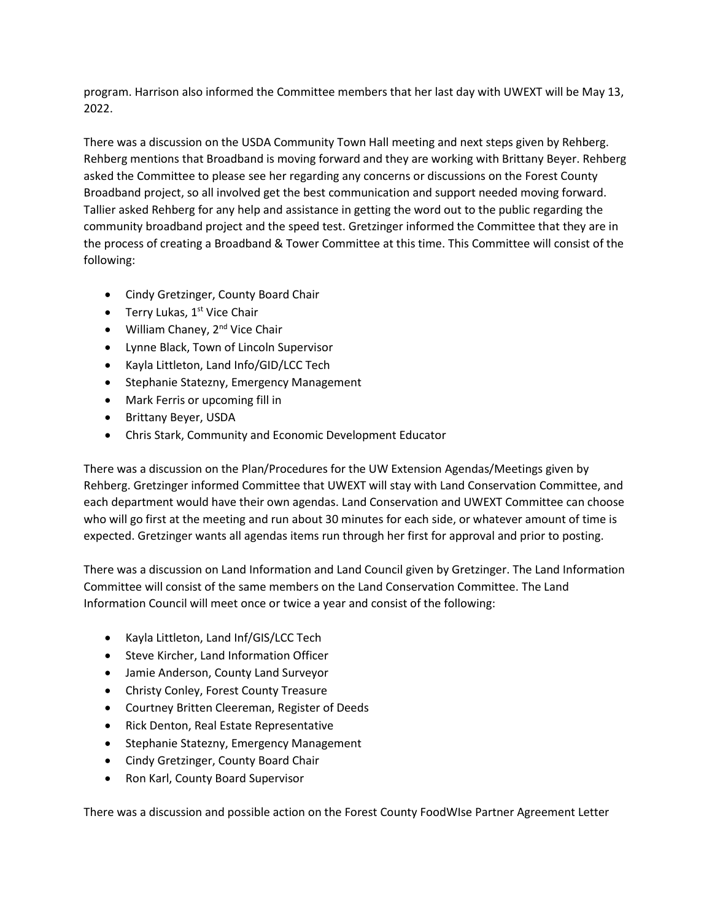program. Harrison also informed the Committee members that her last day with UWEXT will be May 13, 2022.

There was a discussion on the USDA Community Town Hall meeting and next steps given by Rehberg. Rehberg mentions that Broadband is moving forward and they are working with Brittany Beyer. Rehberg asked the Committee to please see her regarding any concerns or discussions on the Forest County Broadband project, so all involved get the best communication and support needed moving forward. Tallier asked Rehberg for any help and assistance in getting the word out to the public regarding the community broadband project and the speed test. Gretzinger informed the Committee that they are in the process of creating a Broadband & Tower Committee at this time. This Committee will consist of the following:

- Cindy Gretzinger, County Board Chair
- Terry Lukas, 1st Vice Chair
- William Chaney, 2nd Vice Chair
- Lynne Black, Town of Lincoln Supervisor
- Kayla Littleton, Land Info/GID/LCC Tech
- Stephanie Statezny, Emergency Management
- Mark Ferris or upcoming fill in
- Brittany Beyer, USDA
- Chris Stark, Community and Economic Development Educator

There was a discussion on the Plan/Procedures for the UW Extension Agendas/Meetings given by Rehberg. Gretzinger informed Committee that UWEXT will stay with Land Conservation Committee, and each department would have their own agendas. Land Conservation and UWEXT Committee can choose who will go first at the meeting and run about 30 minutes for each side, or whatever amount of time is expected. Gretzinger wants all agendas items run through her first for approval and prior to posting.

There was a discussion on Land Information and Land Council given by Gretzinger. The Land Information Committee will consist of the same members on the Land Conservation Committee. The Land Information Council will meet once or twice a year and consist of the following:

- Kayla Littleton, Land Inf/GIS/LCC Tech
- Steve Kircher, Land Information Officer
- Jamie Anderson, County Land Surveyor
- Christy Conley, Forest County Treasure
- Courtney Britten Cleereman, Register of Deeds
- Rick Denton, Real Estate Representative
- Stephanie Statezny, Emergency Management
- Cindy Gretzinger, County Board Chair
- Ron Karl, County Board Supervisor

There was a discussion and possible action on the Forest County FoodWIse Partner Agreement Letter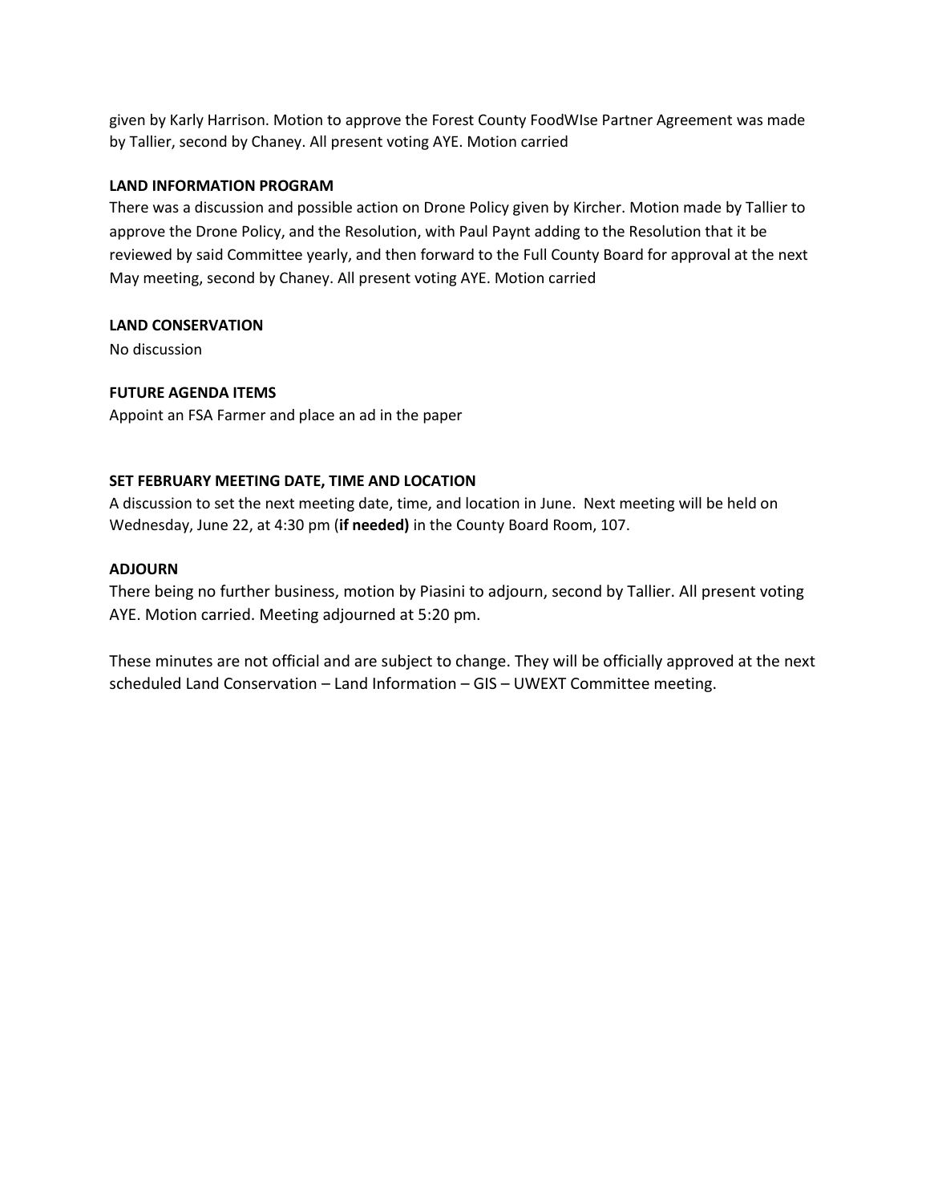given by Karly Harrison. Motion to approve the Forest County FoodWIse Partner Agreement was made by Tallier, second by Chaney. All present voting AYE. Motion carried

**LAND INFORMATION PROGRAM**

There was a discussion and possible action on Drone Policy given by Kircher. Motion made by Tallier to approve the Drone Policy, and the Resolution, with Paul Paynt adding to the Resolution that it be reviewed by said Committee yearly, and then forward to the Full County Board for approval at the next May meeting, second by Chaney. All present voting AYE. Motion carried

**LAND CONSERVATION**

No discussion

**FUTURE AGENDA ITEMS**

Appoint an FSA Farmer and place an ad in the paper

**SET FEBRUARY MEETING DATE, TIME AND LOCATION**

A discussion to set the next meeting date, time, and location in June. Next meeting will be held on Wednesday, June 22, at 4:30 pm (**if needed)** in the County Board Room, 107.

**ADJOURN**

There being no further business, motion by Piasini to adjourn, second by Tallier. All present voting AYE. Motion carried. Meeting adjourned at 5:20 pm.

These minutes are not official and are subject to change. They will be officially approved at the next scheduled Land Conservation – Land Information – GIS – UWEXT Committee meeting.